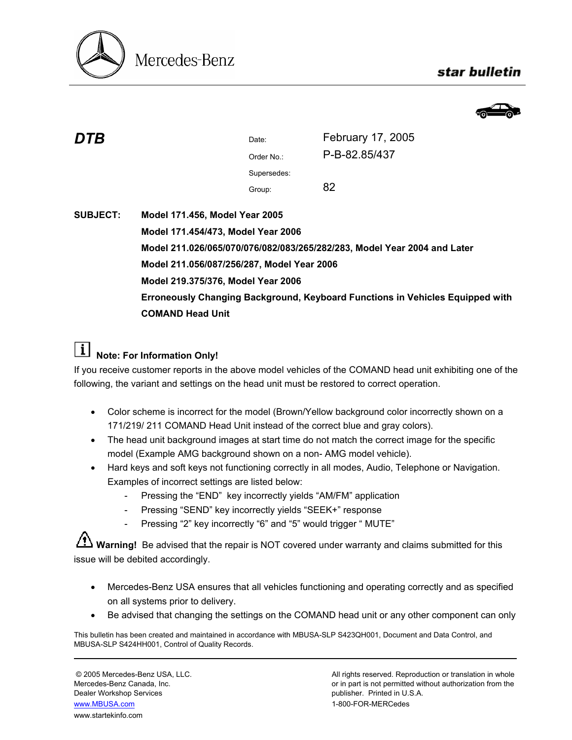Mercedes-Benz

**star bulletin**

# DTB

| | |
|---|---|
| Date: | February 17, 2005 |
| Order No.: | P-B-82.85/437 |
| Supersedes: | |
| Group: | 82 |

**SUBJECT:** **Model 171.456, Model Year 2005**
**Model 171.454/473, Model Year 2006**
**Model 211.026/065/070/076/082/083/265/282/283, Model Year 2004 and Later**
**Model 211.056/087/256/287, Model Year 2006**
**Model 219.375/376, Model Year 2006**
**Erroneously Changing Background, Keyboard Functions in Vehicles Equipped with COMAND Head Unit**

**Note: For Information Only!**

If you receive customer reports in the above model vehicles of the COMAND head unit exhibiting one of the following, the variant and settings on the head unit must be restored to correct operation.

- Color scheme is incorrect for the model (Brown/Yellow background color incorrectly shown on a 171/219/ 211 COMAND Head Unit instead of the correct blue and gray colors).
- The head unit background images at start time do not match the correct image for the specific model (Example AMG background shown on a non- AMG model vehicle).
- Hard keys and soft keys not functioning correctly in all modes, Audio, Telephone or Navigation. Examples of incorrect settings are listed below:
  - Pressing the “END” key incorrectly yields “AM/FM” application
  - Pressing “SEND” key incorrectly yields “SEEK+” response
  - Pressing “2” key incorrectly “6” and “5” would trigger “ MUTE”

**Warning!** Be advised that the repair is NOT covered under warranty and claims submitted for this issue will be debited accordingly.

- Mercedes-Benz USA ensures that all vehicles functioning and operating correctly and as specified on all systems prior to delivery.
- Be advised that changing the settings on the COMAND head unit or any other component can only

This bulletin has been created and maintained in accordance with MBUSA-SLP S423QH001, Document and Data Control, and MBUSA-SLP S424HH001, Control of Quality Records.

© 2005 Mercedes-Benz USA, LLC.
Mercedes-Benz Canada, Inc.
Dealer Workshop Services
www.MBUSA.com
www.startekinfo.com

All rights reserved. Reproduction or translation in whole or in part is not permitted without authorization from the publisher. Printed in U.S.A.
1-800-FOR-MERCedes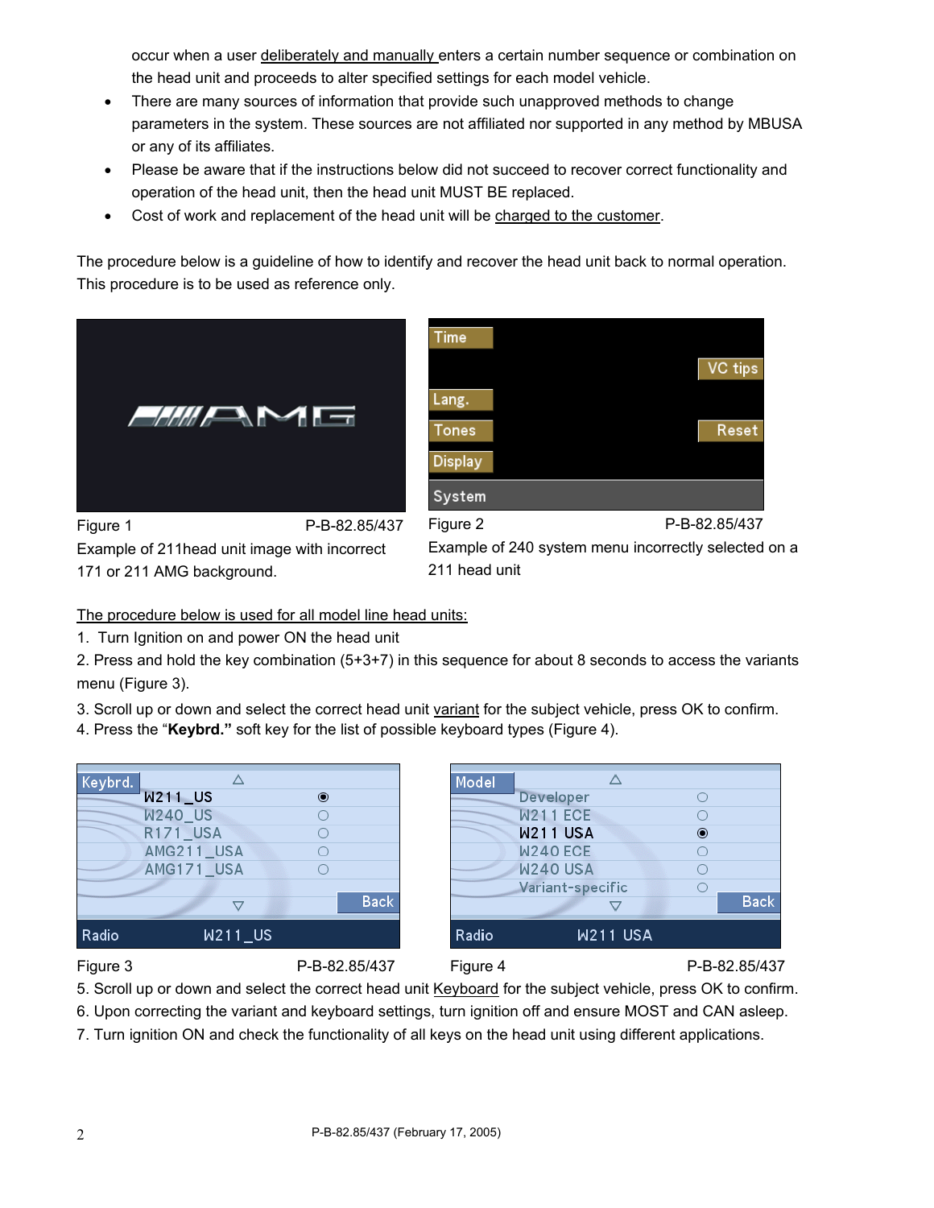occur when a user deliberately and manually enters a certain number sequence or combination on the head unit and proceeds to alter specified settings for each model vehicle.

- There are many sources of information that provide such unapproved methods to change parameters in the system. These sources are not affiliated nor supported in any method by MBUSA or any of its affiliates.
- Please be aware that if the instructions below did not succeed to recover correct functionality and operation of the head unit, then the head unit MUST BE replaced.
- Cost of work and replacement of the head unit will be charged to the customer.

The procedure below is a guideline of how to identify and recover the head unit back to normal operation. This procedure is to be used as reference only.

Figure 1 P-B-82.85/437

Example of 211head unit image with incorrect 171 or 211 AMG background.

Figure 2 P-B-82.85/437

Example of 240 system menu incorrectly selected on a 211 head unit

The procedure below is used for all model line head units:

1. Turn Ignition on and power ON the head unit
2. Press and hold the key combination (5+3+7) in this sequence for about 8 seconds to access the variants menu (Figure 3).
3. Scroll up or down and select the correct head unit variant for the subject vehicle, press OK to confirm.
4. Press the "**Keybrd.**" soft key for the list of possible keyboard types (Figure 4).

Figure 3 P-B-82.85/437

Figure 4 P-B-82.85/437

5. Scroll up or down and select the correct head unit Keyboard for the subject vehicle, press OK to confirm.
6. Upon correcting the variant and keyboard settings, turn ignition off and ensure MOST and CAN asleep.
7. Turn ignition ON and check the functionality of all keys on the head unit using different applications.